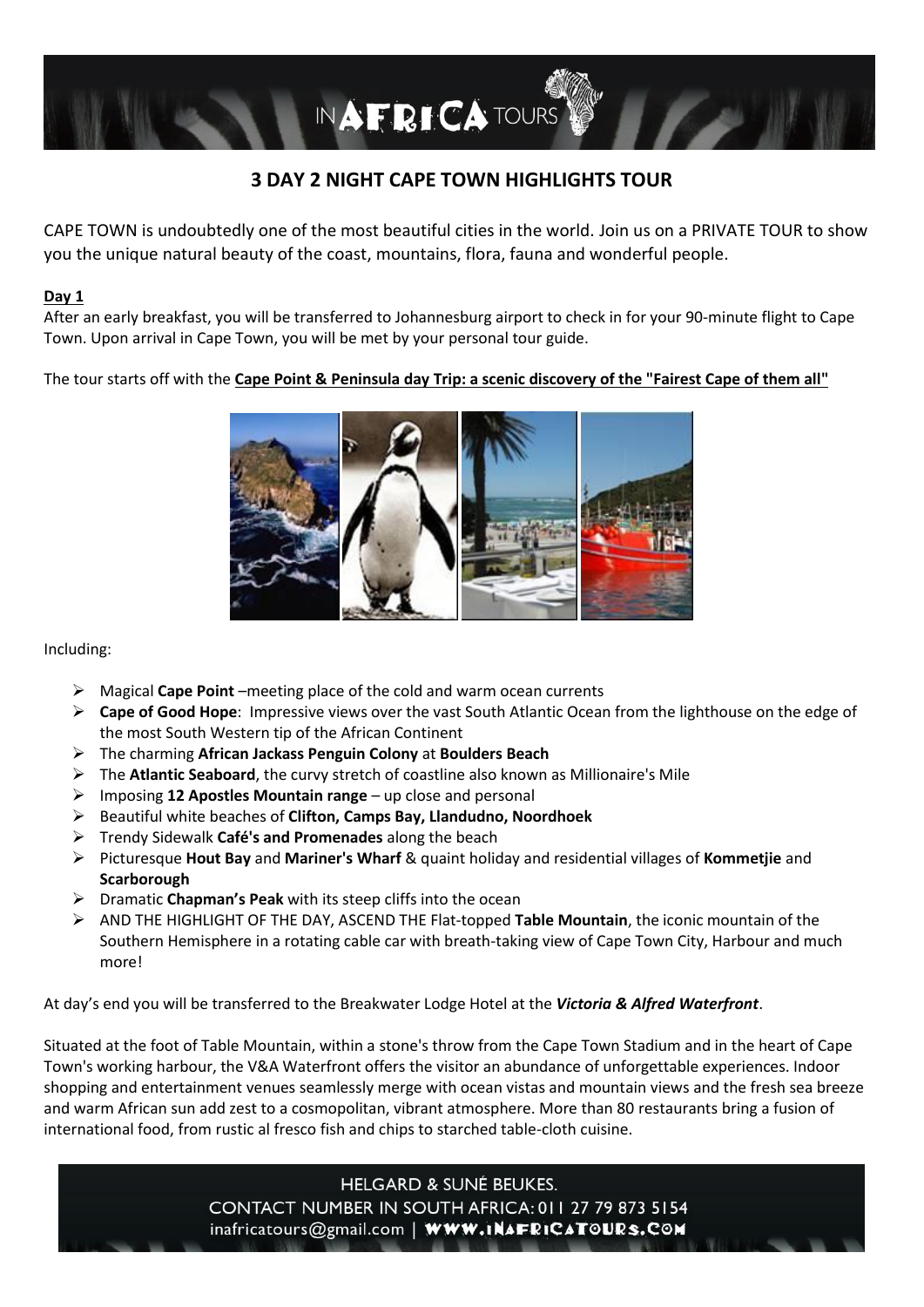# 3 DAY 2 NIGHT CAPE TOWN HIGHLIGHTS TOUR

CAPE TOWN is undoubtedly one of the most beautiful cities in the world. Join us on a PRIVATE TOUR to show you the unique natural beauty of the coast, mountains, flora, fauna and wonderful people.

## Day 1

After an early breakfast, you will be transferred to Johannesburg airport to check in for your 90-minute flight to Cape Town. Upon arrival in Cape Town, you will be met by your personal tour guide.

The tour starts off with the **Cape Point & Peninsula day Trip: a scenic discovery of the "Fairest Cape of them all"**

Including:

- Magical **Cape Point** –meeting place of the cold and warm ocean currents
- **Cape of Good Hope**: Impressive views over the vast South Atlantic Ocean from the lighthouse on the edge of the most South Western tip of the African Continent
- The charming **African Jackass Penguin Colony** at **Boulders Beach**
- The **Atlantic Seaboard**, the curvy stretch of coastline also known as Millionaire's Mile
- Imposing **12 Apostles Mountain range** – up close and personal
- Beautiful white beaches of **Clifton, Camps Bay, Llandudno, Noordhoek**
- Trendy Sidewalk **Café's and Promenades** along the beach
- Picturesque **Hout Bay** and **Mariner's Wharf** & quaint holiday and residential villages of **Kommetjie** and **Scarborough**
- Dramatic **Chapman's Peak** with its steep cliffs into the ocean
- AND THE HIGHLIGHT OF THE DAY, ASCEND THE Flat-topped **Table Mountain**, the iconic mountain of the Southern Hemisphere in a rotating cable car with breath-taking view of Cape Town City, Harbour and much more!

At day's end you will be transferred to the Breakwater Lodge Hotel at the ***Victoria & Alfred Waterfront***.

Situated at the foot of Table Mountain, within a stone's throw from the Cape Town Stadium and in the heart of Cape Town's working harbour, the V&A Waterfront offers the visitor an abundance of unforgettable experiences. Indoor shopping and entertainment venues seamlessly merge with ocean vistas and mountain views and the fresh sea breeze and warm African sun add zest to a cosmopolitan, vibrant atmosphere. More than 80 restaurants bring a fusion of international food, from rustic al fresco fish and chips to starched table-cloth cuisine.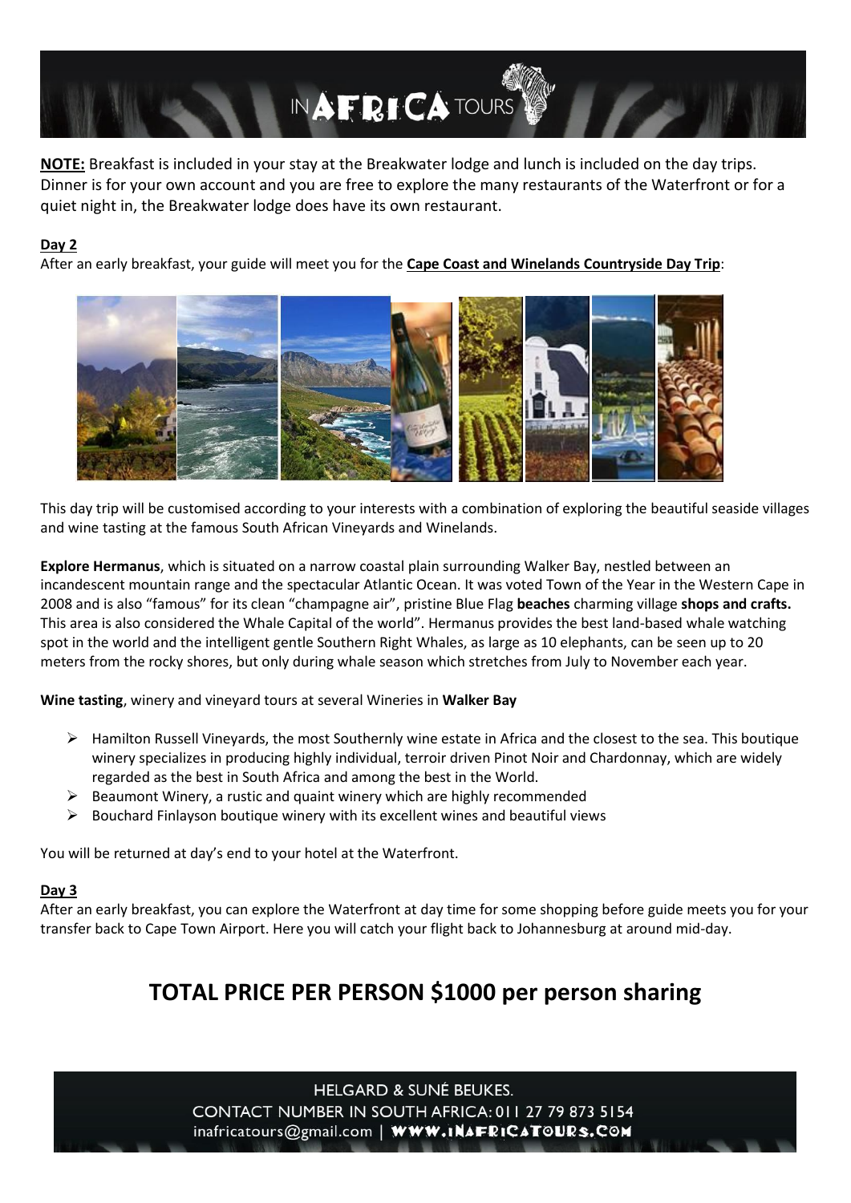**<u>NOTE:</u>** Breakfast is included in your stay at the Breakwater lodge and lunch is included on the day trips. Dinner is for your own account and you are free to explore the many restaurants of the Waterfront or for a quiet night in, the Breakwater lodge does have its own restaurant.

**<u>Day 2</u>**

After an early breakfast, your guide will meet you for the **<u>Cape Coast and Winelands Countryside Day Trip</u>**:

This day trip will be customised according to your interests with a combination of exploring the beautiful seaside villages and wine tasting at the famous South African Vineyards and Winelands.

**Explore Hermanus**, which is situated on a narrow coastal plain surrounding Walker Bay, nestled between an incandescent mountain range and the spectacular Atlantic Ocean. It was voted Town of the Year in the Western Cape in 2008 and is also "famous" for its clean "champagne air", pristine Blue Flag **beaches** charming village **shops and crafts.** This area is also considered the Whale Capital of the world". Hermanus provides the best land-based whale watching spot in the world and the intelligent gentle Southern Right Whales, as large as 10 elephants, can be seen up to 20 meters from the rocky shores, but only during whale season which stretches from July to November each year.

**Wine tasting**, winery and vineyard tours at several Wineries in **Walker Bay**

- Hamilton Russell Vineyards, the most Southernly wine estate in Africa and the closest to the sea. This boutique winery specializes in producing highly individual, terroir driven Pinot Noir and Chardonnay, which are widely regarded as the best in South Africa and among the best in the World.
- Beaumont Winery, a rustic and quaint winery which are highly recommended
- Bouchard Finlayson boutique winery with its excellent wines and beautiful views

You will be returned at day's end to your hotel at the Waterfront.

**<u>Day 3</u>**

After an early breakfast, you can explore the Waterfront at day time for some shopping before guide meets you for your transfer back to Cape Town Airport. Here you will catch your flight back to Johannesburg at around mid-day.

## TOTAL PRICE PER PERSON $1000 per person sharing

HELGARD & SUNÉ BEUKES.
CONTACT NUMBER IN SOUTH AFRICA: 011 27 79 873 5154
inafricatours@gmail.com | WWW.INAFRICATOURS.COM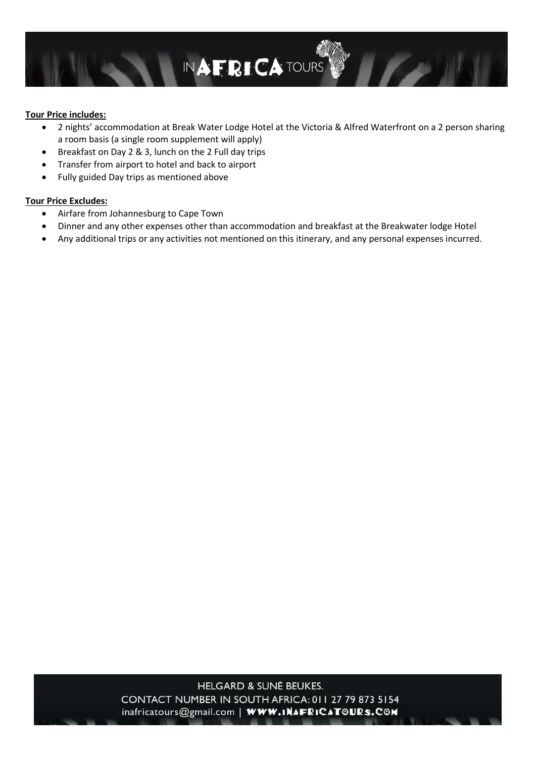**Tour Price includes:**

- 2 nights' accommodation at Break Water Lodge Hotel at the Victoria & Alfred Waterfront on a 2 person sharing a room basis (a single room supplement will apply)
- Breakfast on Day 2 & 3, lunch on the 2 Full day trips
- Transfer from airport to hotel and back to airport
- Fully guided Day trips as mentioned above

**Tour Price Excludes:**

- Airfare from Johannesburg to Cape Town
- Dinner and any other expenses other than accommodation and breakfast at the Breakwater lodge Hotel
- Any additional trips or any activities not mentioned on this itinerary, and any personal expenses incurred.